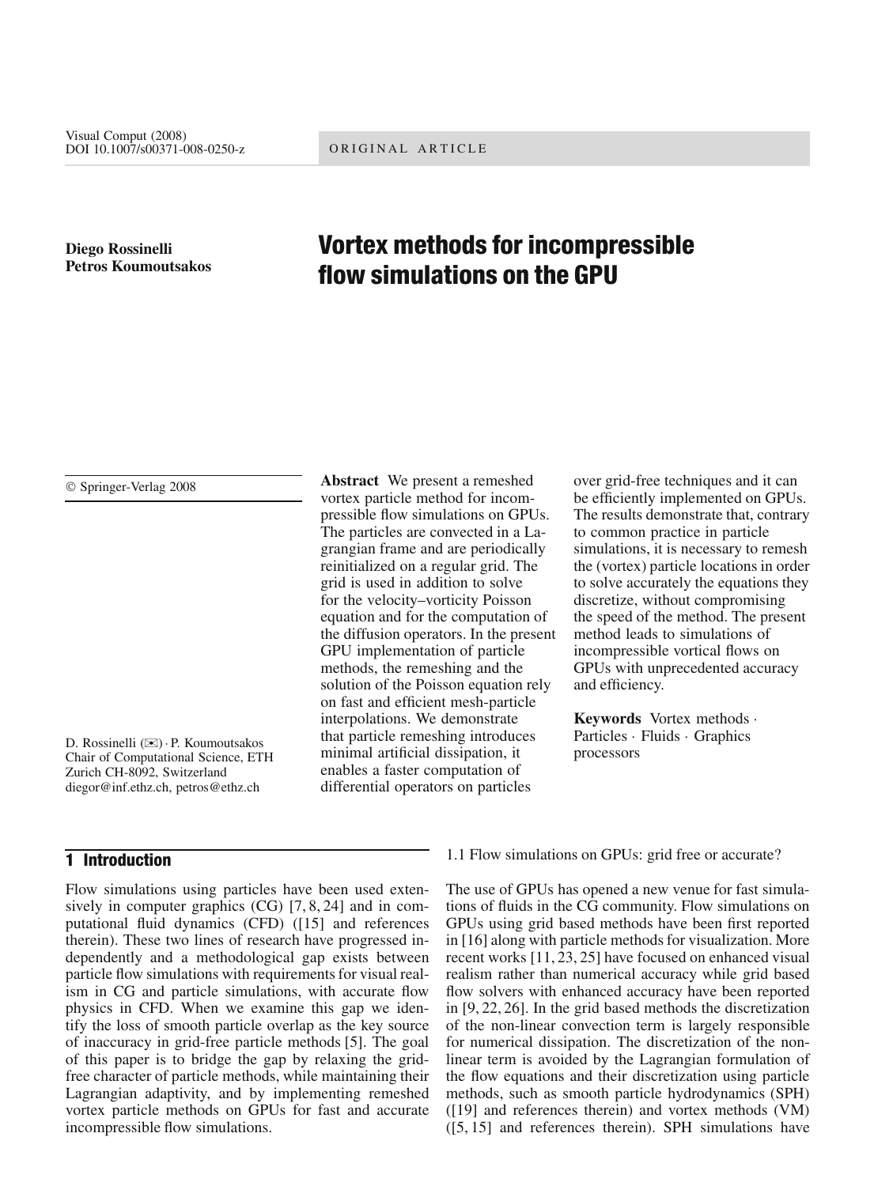ORIGINAL ARTICLE

**Diego Rossinelli**
**Petros Koumoutsakos**

# Vortex methods for incompressible flow simulations on the GPU

© Springer-Verlag 2008

D. Rossinelli (✉) · P. Koumoutsakos
Chair of Computational Science, ETH Zurich CH-8092, Switzerland
diegor@inf.ethz.ch, petros@ethz.ch

**Abstract** We present a remeshed vortex particle method for incompressible flow simulations on GPUs. The particles are convected in a Lagrangian frame and are periodically reinitialized on a regular grid. The grid is used in addition to solve for the velocity–vorticity Poisson equation and for the computation of the diffusion operators. In the present GPU implementation of particle methods, the remeshing and the solution of the Poisson equation rely on fast and efficient mesh-particle interpolations. We demonstrate that particle remeshing introduces minimal artificial dissipation, it enables a faster computation of differential operators on particles over grid-free techniques and it can be efficiently implemented on GPUs. The results demonstrate that, contrary to common practice in particle simulations, it is necessary to remesh the (vortex) particle locations in order to solve accurately the equations they discretize, without compromising the speed of the method. The present method leads to simulations of incompressible vortical flows on GPUs with unprecedented accuracy and efficiency.

**Keywords** Vortex methods · Particles · Fluids · Graphics processors

## 1 Introduction

Flow simulations using particles have been used extensively in computer graphics (CG) [7, 8, 24] and in computational fluid dynamics (CFD) ([15] and references therein). These two lines of research have progressed independently and a methodological gap exists between particle flow simulations with requirements for visual realism in CG and particle simulations, with accurate flow physics in CFD. When we examine this gap we identify the loss of smooth particle overlap as the key source of inaccuracy in grid-free particle methods [5]. The goal of this paper is to bridge the gap by relaxing the grid-free character of particle methods, while maintaining their Lagrangian adaptivity, and by implementing remeshed vortex particle methods on GPUs for fast and accurate incompressible flow simulations.

### 1.1 Flow simulations on GPUs: grid free or accurate?

The use of GPUs has opened a new venue for fast simulations of fluids in the CG community. Flow simulations on GPUs using grid based methods have been first reported in [16] along with particle methods for visualization. More recent works [11, 23, 25] have focused on enhanced visual realism rather than numerical accuracy while grid based flow solvers with enhanced accuracy have been reported in [9, 22, 26]. In the grid based methods the discretization of the non-linear convection term is largely responsible for numerical dissipation. The discretization of the non-linear term is avoided by the Lagrangian formulation of the flow equations and their discretization using particle methods, such as smooth particle hydrodynamics (SPH) ([19] and references therein) and vortex methods (VM) ([5, 15] and references therein). SPH simulations have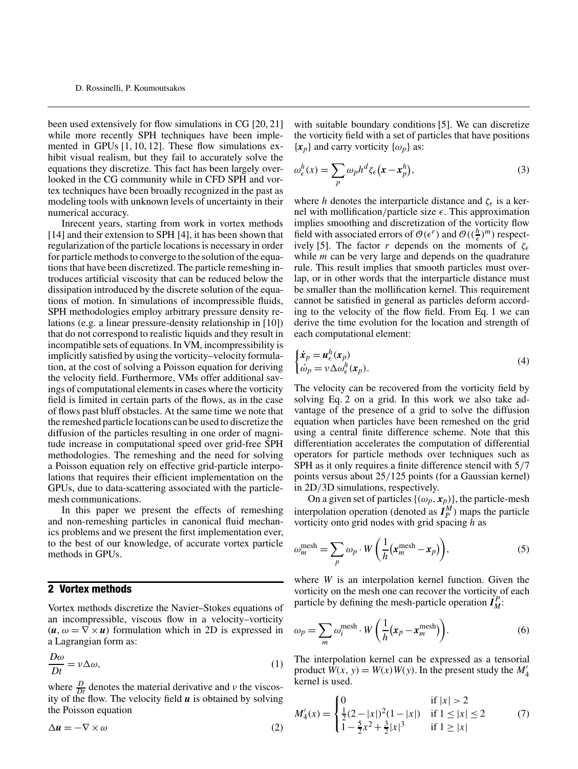been used extensively for flow simulations in CG [20, 21] while more recently SPH techniques have been implemented in GPUs [1, 10, 12]. These flow simulations exhibit visual realism, but they fail to accurately solve the equations they discretize. This fact has been largely overlooked in the CG community while in CFD SPH and vortex techniques have been broadly recognized in the past as modeling tools with unknown levels of uncertainty in their numerical accuracy.

Inrecent years, starting from work in vortex methods [14] and their extension to SPH [4], it has been shown that regularization of the particle locations is necessary in order for particle methods to converge to the solution of the equations that have been discretized. The particle remeshing introduces artificial viscosity that can be reduced below the dissipation introduced by the discrete solution of the equations of motion. In simulations of incompressible fluids, SPH methodologies employ arbitrary pressure density relations (e.g. a linear pressure-density relationship in [10]) that do not correspond to realistic liquids and they result in incompatible sets of equations. In VM, incompressibility is implicitly satisfied by using the vorticity–velocity formulation, at the cost of solving a Poisson equation for deriving the velocity field. Furthermore, VMs offer additional savings of computational elements in cases where the vorticity field is limited in certain parts of the flows, as in the case of flows past bluff obstacles. At the same time we note that the remeshed particle locations can be used to discretize the diffusion of the particles resulting in one order of magnitude increase in computational speed over grid-free SPH methodologies. The remeshing and the need for solving a Poisson equation rely on effective grid-particle interpolations that requires their efficient implementation on the GPUs, due to data-scattering associated with the particle-mesh communications.

In this paper we present the effects of remeshing and non-remeshing particles in canonical fluid mechanics problems and we present the first implementation ever, to the best of our knowledge, of accurate vortex particle methods in GPUs.

## 2 Vortex methods

Vortex methods discretize the Navier–Stokes equations of an incompressible, viscous flow in a velocity–vorticity ($\boldsymbol{u}$, $\omega = \nabla \times \boldsymbol{u}$) formulation which in 2D is expressed in a Lagrangian form as:

$$\frac{D\omega}{Dt} = \nu \Delta \omega, \tag{1}$$

where $\frac{D}{Dt}$ denotes the material derivative and $\nu$ the viscosity of the flow. The velocity field $\boldsymbol{u}$ is obtained by solving the Poisson equation

$$\Delta \boldsymbol{u} = -\nabla \times \omega \tag{2}$$

with suitable boundary conditions [5]. We can discretize the vorticity field with a set of particles that have positions $\{\boldsymbol{x}_p\}$ and carry vorticity $\{\omega_p\}$ as:

$$\omega_\epsilon^h(x) = \sum_p \omega_p h^d \zeta_\epsilon\big(\boldsymbol{x} - \boldsymbol{x}_p^h\big), \tag{3}$$

where $h$ denotes the interparticle distance and $\zeta_\epsilon$ is a kernel with mollification/particle size $\epsilon$. This approximation implies smoothing and discretization of the vorticity flow field with associated errors of $\mathcal{O}(\epsilon^r)$ and $\mathcal{O}((\frac{h}{\epsilon})^m)$ respectively [5]. The factor $r$ depends on the moments of $\zeta_\epsilon$ while $m$ can be very large and depends on the quadrature rule. This result implies that smooth particles must overlap, or in other words that the interparticle distance must be smaller than the mollification kernel. This requirement cannot be satisfied in general as particles deform according to the velocity of the flow field. From Eq. 1 we can derive the time evolution for the location and strength of each computational element:

$$\begin{cases} \dot{\boldsymbol{x}}_p = \boldsymbol{u}_\epsilon^h(\boldsymbol{x}_p) \\ \dot{\omega}_p = \nu \Delta \omega_\epsilon^h(\boldsymbol{x}_p). \end{cases} \tag{4}$$

The velocity can be recovered from the vorticity field by solving Eq. 2 on a grid. In this work we also take advantage of the presence of a grid to solve the diffusion equation when particles have been remeshed on the grid using a central finite difference scheme. Note that this differentiation accelerates the computation of differential operators for particle methods over techniques such as SPH as it only requires a finite difference stencil with 5/7 points versus about 25/125 points (for a Gaussian kernel) in 2D/3D simulations, respectively.

On a given set of particles $\{(\omega_p, \boldsymbol{x}_p)\}$, the particle-mesh interpolation operation (denoted as $\boldsymbol{I}_P^M$) maps the particle vorticity onto grid nodes with grid spacing $h$ as

$$\omega_m^{\text{mesh}} = \sum_p \omega_p \cdot W\left(\frac{1}{h}\big(\boldsymbol{x}_m^{\text{mesh}} - \boldsymbol{x}_p\big)\right), \tag{5}$$

where $W$ is an interpolation kernel function. Given the vorticity on the mesh one can recover the vorticity of each particle by defining the mesh-particle operation $\boldsymbol{I}_M^P$:

$$\omega_p = \sum_m \omega_i^{\text{mesh}} \cdot W\left(\frac{1}{h}\big(\boldsymbol{x}_p - \boldsymbol{x}_m^{\text{mesh}}\big)\right). \tag{6}$$

The interpolation kernel can be expressed as a tensorial product $W(x, y) = W(x)W(y)$. In the present study the $M_4'$ kernel is used.

$$M_4'(x) = \begin{cases} 0 & \text{if } |x| > 2 \\ \frac{1}{2}(2-|x|)^2(1-|x|) & \text{if } 1 \le |x| \le 2 \\ 1 - \frac{5}{2}x^2 + \frac{3}{2}|x|^3 & \text{if } 1 \ge |x| \end{cases} \tag{7}$$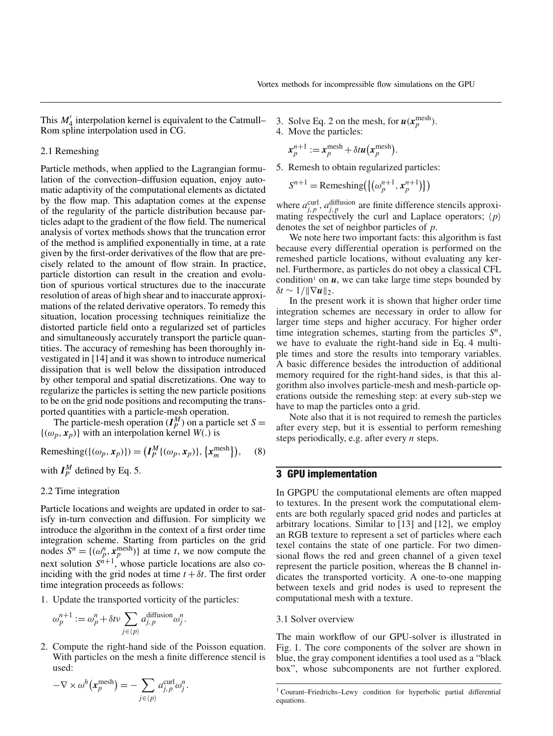This $M_4'$ interpolation kernel is equivalent to the Catmull–Rom spline interpolation used in CG.

### 2.1 Remeshing

Particle methods, when applied to the Lagrangian formulation of the convection–diffusion equation, enjoy automatic adaptivity of the computational elements as dictated by the flow map. This adaptation comes at the expense of the regularity of the particle distribution because particles adapt to the gradient of the flow field. The numerical analysis of vortex methods shows that the truncation error of the method is amplified exponentially in time, at a rate given by the first-order derivatives of the flow that are precisely related to the amount of flow strain. In practice, particle distortion can result in the creation and evolution of spurious vortical structures due to the inaccurate resolution of areas of high shear and to inaccurate approximations of the related derivative operators. To remedy this situation, location processing techniques reinitialize the distorted particle field onto a regularized set of particles and simultaneously accurately transport the particle quantities. The accuracy of remeshing has been thoroughly investigated in [14] and it was shown to introduce numerical dissipation that is well below the dissipation introduced by other temporal and spatial discretizations. One way to regularize the particles is setting the new particle positions to be on the grid node positions and recomputing the transported quantities with a particle-mesh operation.

The particle-mesh operation ($\boldsymbol{I}_P^M$) on a particle set $S = \{(\omega_p, \boldsymbol{x}_p)\}$ with an interpolation kernel $W(.)$ is

$$\text{Remeshing}(\{(\omega_p, \boldsymbol{x}_p)\}) = \left(\boldsymbol{I}_P^M\{(\omega_p, \boldsymbol{x}_p)\}, \{\boldsymbol{x}_m^{\text{mesh}}\}\right), \quad (8)$$

with $\boldsymbol{I}_P^M$ defined by Eq. 5.

### 2.2 Time integration

Particle locations and weights are updated in order to satisfy in-turn convection and diffusion. For simplicity we introduce the algorithm in the context of a first order time integration scheme. Starting from particles on the grid nodes $S^n = \{(\omega_p^n, \boldsymbol{x}_p^{\text{mesh}})\}$ at time $t$, we now compute the next solution $S^{n+1}$, whose particle locations are also coinciding with the grid nodes at time $t + \delta t$. The first order time integration proceeds as follows:

1. Update the transported vorticity of the particles:

   $$\omega_p^{n+1} := \omega_p^n + \delta t \nu \sum_{j \in \langle p \rangle} a_{j,p}^{\text{diffusion}} \omega_j^n.$$

2. Compute the right-hand side of the Poisson equation. With particles on the mesh a finite difference stencil is used:

   $$-\nabla \times \omega^h\left(\boldsymbol{x}_p^{\text{mesh}}\right) = -\sum_{j \in \langle p \rangle} a_{j,p}^{\text{curl}} \omega_j^n.$$

3. Solve Eq. 2 on the mesh, for $\boldsymbol{u}(\boldsymbol{x}_p^{\text{mesh}})$.
4. Move the particles:

   $$\boldsymbol{x}_p^{n+1} := \boldsymbol{x}_p^{\text{mesh}} + \delta t \boldsymbol{u}\left(\boldsymbol{x}_p^{\text{mesh}}\right).$$

5. Remesh to obtain regularized particles:

   $$S^{n+1} = \text{Remeshing}\left(\left\{\left(\omega_p^{n+1}, \boldsymbol{x}_p^{n+1}\right)\right\}\right)$$

where $a_{j,p}^{\text{curl}}$, $a_{j,p}^{\text{diffusion}}$ are finite difference stencils approximating respectively the curl and Laplace operators; $\langle p \rangle$ denotes the set of neighbor particles of $p$.

We note here two important facts: this algorithm is fast because every differential operation is performed on the remeshed particle locations, without evaluating any kernel. Furthermore, as particles do not obey a classical CFL condition[1] on $\boldsymbol{u}$, we can take large time steps bounded by $\delta t \sim 1/\|\nabla \boldsymbol{u}\|_2$.

In the present work it is shown that higher order time integration schemes are necessary in order to allow for larger time steps and higher accuracy. For higher order time integration schemes, starting from the particles $S^n$, we have to evaluate the right-hand side in Eq. 4 multiple times and store the results into temporary variables. A basic difference besides the introduction of additional memory required for the right-hand sides, is that this algorithm also involves particle-mesh and mesh-particle operations outside the remeshing step: at every sub-step we have to map the particles onto a grid.

Note also that it is not required to remesh the particles after every step, but it is essential to perform remeshing steps periodically, e.g. after every $n$ steps.

## 3 GPU implementation

In GPGPU the computational elements are often mapped to textures. In the present work the computational elements are both regularly spaced grid nodes and particles at arbitrary locations. Similar to [13] and [12], we employ an RGB texture to represent a set of particles where each texel contains the state of one particle. For two dimensional flows the red and green channel of a given texel represent the particle position, whereas the B channel indicates the transported vorticity. A one-to-one mapping between texels and grid nodes is used to represent the computational mesh with a texture.

### 3.1 Solver overview

The main workflow of our GPU-solver is illustrated in Fig. 1. The core components of the solver are shown in blue, the gray component identifies a tool used as a "black box", whose subcomponents are not further explored.

[1] Courant–Friedrichs–Lewy condition for hyperbolic partial differential equations.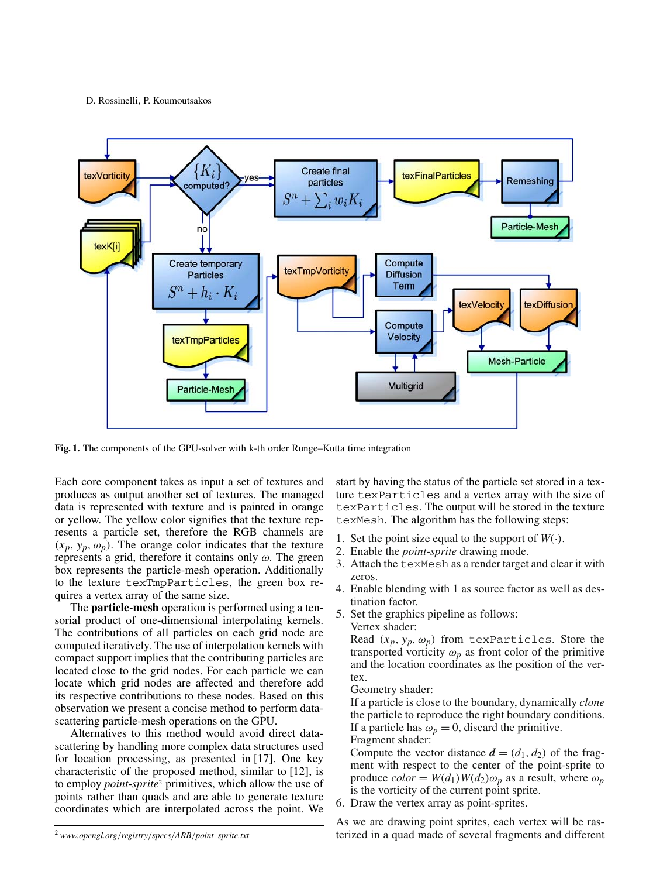**Fig. 1.** The components of the GPU-solver with k-th order Runge–Kutta time integration

Each core component takes as input a set of textures and produces as output another set of textures. The managed data is represented with texture and is painted in orange or yellow. The yellow color signifies that the texture represents a particle set, therefore the RGB channels are $(x_p, y_p, \omega_p)$. The orange color indicates that the texture represents a grid, therefore it contains only $\omega$. The green box represents the particle-mesh operation. Additionally to the texture `texTmpParticles`, the green box requires a vertex array of the same size.

The **particle-mesh** operation is performed using a tensorial product of one-dimensional interpolating kernels. The contributions of all particles on each grid node are computed iteratively. The use of interpolation kernels with compact support implies that the contributing particles are located close to the grid nodes. For each particle we can locate which grid nodes are affected and therefore add its respective contributions to these nodes. Based on this observation we present a concise method to perform data-scattering particle-mesh operations on the GPU.

Alternatives to this method would avoid direct data-scattering by handling more complex data structures used for location processing, as presented in [17]. One key characteristic of the proposed method, similar to [12], is to employ *point-sprite*[2] primitives, which allow the use of points rather than quads and are able to generate texture coordinates which are interpolated across the point. We start by having the status of the particle set stored in a texture `texParticles` and a vertex array with the size of `texParticles`. The output will be stored in the texture `texMesh`. The algorithm has the following steps:

1. Set the point size equal to the support of $W(\cdot)$.
2. Enable the *point-sprite* drawing mode.
3. Attach the `texMesh` as a render target and clear it with zeros.
4. Enable blending with 1 as source factor as well as destination factor.
5. Set the graphics pipeline as follows:
   Vertex shader:
   Read $(x_p, y_p, \omega_p)$ from `texParticles`. Store the transported vorticity $\omega_p$ as front color of the primitive and the location coordinates as the position of the vertex.
   Geometry shader:
   If a particle is close to the boundary, dynamically *clone* the particle to reproduce the right boundary conditions. If a particle has $\omega_p = 0$, discard the primitive.
   Fragment shader:
   Compute the vector distance $\boldsymbol{d} = (d_1, d_2)$ of the fragment with respect to the center of the point-sprite to produce $color = W(d_1)W(d_2)\omega_p$ as a result, where $\omega_p$ is the vorticity of the current point sprite.
6. Draw the vertex array as point-sprites.

As we are drawing point sprites, each vertex will be rasterized in a quad made of several fragments and different

[2] www.opengl.org/registry/specs/ARB/point_sprite.txt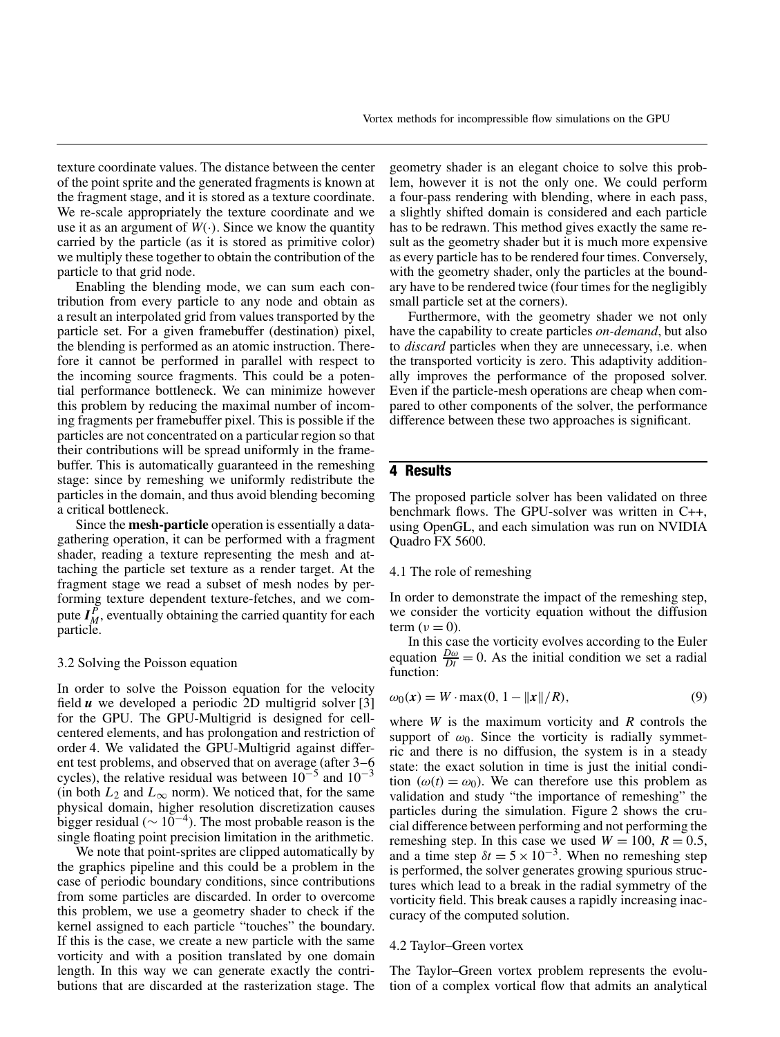texture coordinate values. The distance between the center of the point sprite and the generated fragments is known at the fragment stage, and it is stored as a texture coordinate. We re-scale appropriately the texture coordinate and we use it as an argument of $W(\cdot)$. Since we know the quantity carried by the particle (as it is stored as primitive color) we multiply these together to obtain the contribution of the particle to that grid node.

Enabling the blending mode, we can sum each contribution from every particle to any node and obtain as a result an interpolated grid from values transported by the particle set. For a given framebuffer (destination) pixel, the blending is performed as an atomic instruction. Therefore it cannot be performed in parallel with respect to the incoming source fragments. This could be a potential performance bottleneck. We can minimize however this problem by reducing the maximal number of incoming fragments per framebuffer pixel. This is possible if the particles are not concentrated on a particular region so that their contributions will be spread uniformly in the framebuffer. This is automatically guaranteed in the remeshing stage: since by remeshing we uniformly redistribute the particles in the domain, and thus avoid blending becoming a critical bottleneck.

Since the **mesh-particle** operation is essentially a data-gathering operation, it can be performed with a fragment shader, reading a texture representing the mesh and attaching the particle set texture as a render target. At the fragment stage we read a subset of mesh nodes by performing texture dependent texture-fetches, and we compute $\boldsymbol{I}_M^P$, eventually obtaining the carried quantity for each particle.

### 3.2 Solving the Poisson equation

In order to solve the Poisson equation for the velocity field $\boldsymbol{u}$ we developed a periodic 2D multigrid solver [3] for the GPU. The GPU-Multigrid is designed for cell-centered elements, and has prolongation and restriction of order 4. We validated the GPU-Multigrid against different test problems, and observed that on average (after 3–6 cycles), the relative residual was between $10^{-5}$ and $10^{-3}$ (in both $L_2$ and $L_\infty$ norm). We noticed that, for the same physical domain, higher resolution discretization causes bigger residual ($\sim 10^{-4}$). The most probable reason is the single floating point precision limitation in the arithmetic.

We note that point-sprites are clipped automatically by the graphics pipeline and this could be a problem in the case of periodic boundary conditions, since contributions from some particles are discarded. In order to overcome this problem, we use a geometry shader to check if the kernel assigned to each particle "touches" the boundary. If this is the case, we create a new particle with the same vorticity and with a position translated by one domain length. In this way we can generate exactly the contributions that are discarded at the rasterization stage. The geometry shader is an elegant choice to solve this problem, however it is not the only one. We could perform a four-pass rendering with blending, where in each pass, a slightly shifted domain is considered and each particle has to be redrawn. This method gives exactly the same result as the geometry shader but it is much more expensive as every particle has to be rendered four times. Conversely, with the geometry shader, only the particles at the boundary have to be rendered twice (four times for the negligibly small particle set at the corners).

Furthermore, with the geometry shader we not only have the capability to create particles *on-demand*, but also to *discard* particles when they are unnecessary, i.e. when the transported vorticity is zero. This adaptivity additionally improves the performance of the proposed solver. Even if the particle-mesh operations are cheap when compared to other components of the solver, the performance difference between these two approaches is significant.

## 4 Results

The proposed particle solver has been validated on three benchmark flows. The GPU-solver was written in C++, using OpenGL, and each simulation was run on NVIDIA Quadro FX 5600.

### 4.1 The role of remeshing

In order to demonstrate the impact of the remeshing step, we consider the vorticity equation without the diffusion term ($\nu = 0$).

In this case the vorticity evolves according to the Euler equation $\frac{D\omega}{Dt} = 0$. As the initial condition we set a radial function:

$$\omega_0(\boldsymbol{x}) = W \cdot \max(0, 1 - \|\boldsymbol{x}\|/R), \tag{9}$$

where $W$ is the maximum vorticity and $R$ controls the support of $\omega_0$. Since the vorticity is radially symmetric and there is no diffusion, the system is in a steady state: the exact solution in time is just the initial condition ($\omega(t) = \omega_0$). We can therefore use this problem as validation and study "the importance of remeshing" the particles during the simulation. Figure 2 shows the crucial difference between performing and not performing the remeshing step. In this case we used $W = 100$, $R = 0.5$, and a time step $\delta t = 5 \times 10^{-3}$. When no remeshing step is performed, the solver generates growing spurious structures which lead to a break in the radial symmetry of the vorticity field. This break causes a rapidly increasing inaccuracy of the computed solution.

### 4.2 Taylor–Green vortex

The Taylor–Green vortex problem represents the evolution of a complex vortical flow that admits an analytical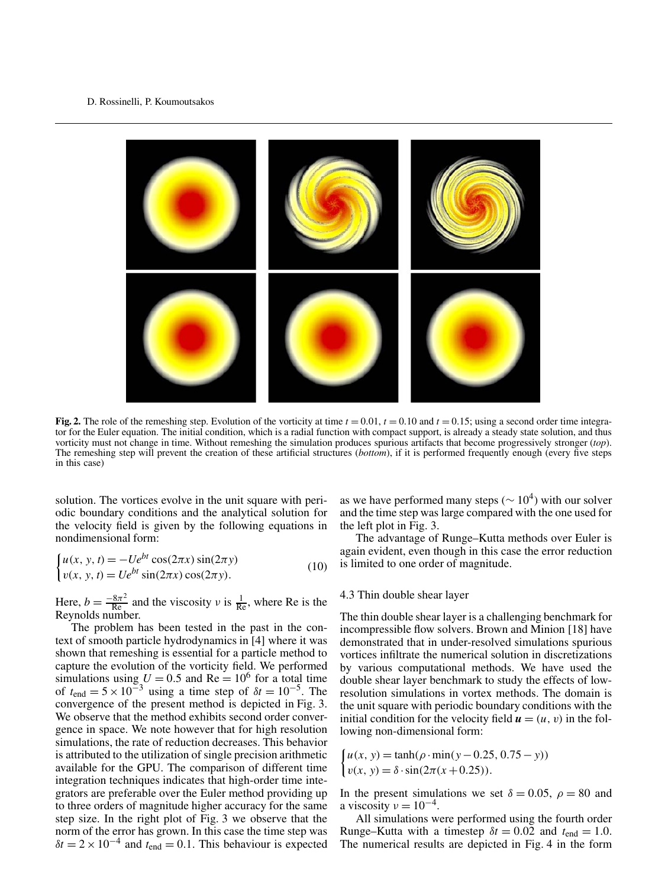**Fig. 2.** The role of the remeshing step. Evolution of the vorticity at time $t = 0.01$, $t = 0.10$ and $t = 0.15$; using a second order time integrator for the Euler equation. The initial condition, which is a radial function with compact support, is already a steady state solution, and thus vorticity must not change in time. Without remeshing the simulation produces spurious artifacts that become progressively stronger (*top*). The remeshing step will prevent the creation of these artificial structures (*bottom*), if it is performed frequently enough (every five steps in this case)

solution. The vortices evolve in the unit square with periodic boundary conditions and the analytical solution for the velocity field is given by the following equations in nondimensional form:

$$\begin{cases} u(x, y, t) = -Ue^{bt}\cos(2\pi x)\sin(2\pi y) \\ v(x, y, t) = Ue^{bt}\sin(2\pi x)\cos(2\pi y). \end{cases} \tag{10}$$

Here, $b = \frac{-8\pi^2}{\text{Re}}$ and the viscosity $\nu$ is $\frac{1}{\text{Re}}$, where Re is the Reynolds number.

The problem has been tested in the past in the context of smooth particle hydrodynamics in [4] where it was shown that remeshing is essential for a particle method to capture the evolution of the vorticity field. We performed simulations using $U = 0.5$ and $\text{Re} = 10^6$ for a total time of $t_{\text{end}} = 5 \times 10^{-3}$ using a time step of $\delta t = 10^{-5}$. The convergence of the present method is depicted in Fig. 3. We observe that the method exhibits second order convergence in space. We note however that for high resolution simulations, the rate of reduction decreases. This behavior is attributed to the utilization of single precision arithmetic available for the GPU. The comparison of different time integration techniques indicates that high-order time integrators are preferable over the Euler method providing up to three orders of magnitude higher accuracy for the same step size. In the right plot of Fig. 3 we observe that the norm of the error has grown. In this case the time step was $\delta t = 2 \times 10^{-4}$ and $t_{\text{end}} = 0.1$. This behaviour is expected as we have performed many steps ($\sim 10^4$) with our solver and the time step was large compared with the one used for the left plot in Fig. 3.

The advantage of Runge–Kutta methods over Euler is again evident, even though in this case the error reduction is limited to one order of magnitude.

### 4.3 Thin double shear layer

The thin double shear layer is a challenging benchmark for incompressible flow solvers. Brown and Minion [18] have demonstrated that in under-resolved simulations spurious vortices infiltrate the numerical solution in discretizations by various computational methods. We have used the double shear layer benchmark to study the effects of low-resolution simulations in vortex methods. The domain is the unit square with periodic boundary conditions with the initial condition for the velocity field $\boldsymbol{u} = (u, v)$ in the following non-dimensional form:

$$\begin{cases} u(x, y) = \tanh(\rho \cdot \min(y - 0.25, 0.75 - y)) \\ v(x, y) = \delta \cdot \sin(2\pi(x + 0.25)). \end{cases}$$

In the present simulations we set $\delta = 0.05$, $\rho = 80$ and a viscosity $\nu = 10^{-4}$.

All simulations were performed using the fourth order Runge–Kutta with a timestep $\delta t = 0.02$ and $t_{\text{end}} = 1.0$. The numerical results are depicted in Fig. 4 in the form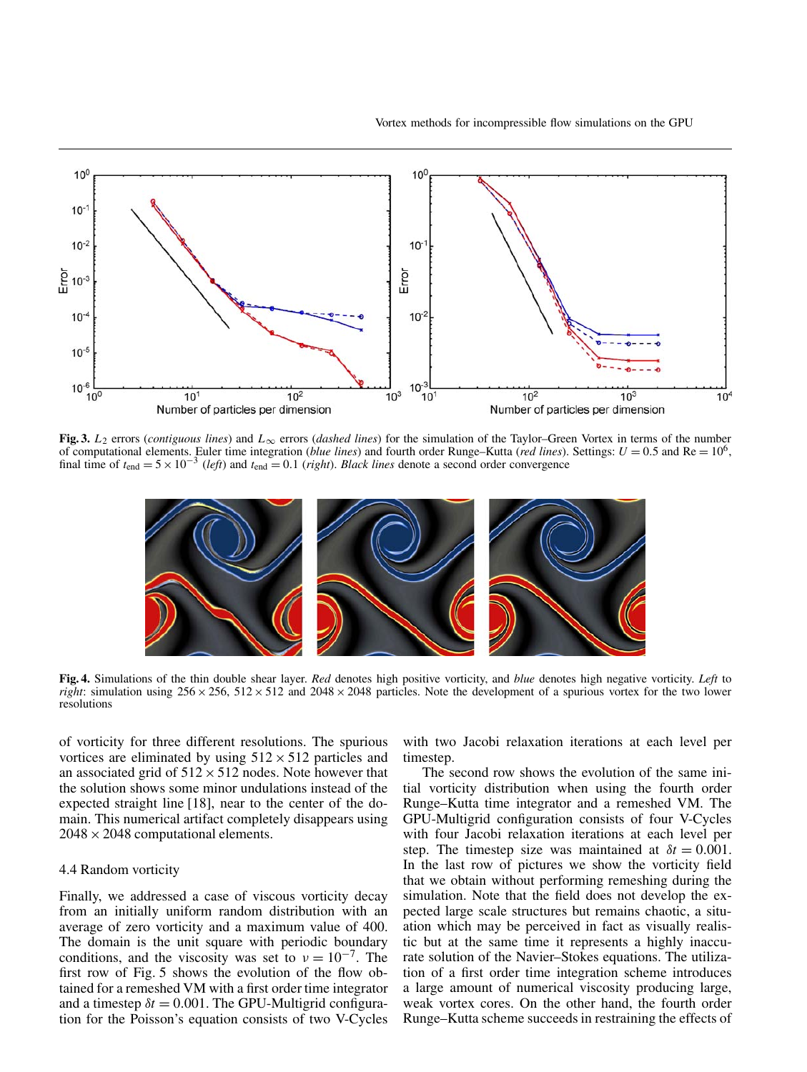**Fig. 3.** $L_2$ errors (*contiguous lines*) and $L_\infty$ errors (*dashed lines*) for the simulation of the Taylor–Green Vortex in terms of the number of computational elements. Euler time integration (*blue lines*) and fourth order Runge–Kutta (*red lines*). Settings: $U = 0.5$ and $\mathrm{Re} = 10^6$, final time of $t_{\text{end}} = 5 \times 10^{-3}$ (*left*) and $t_{\text{end}} = 0.1$ (*right*). *Black lines* denote a second order convergence

**Fig. 4.** Simulations of the thin double shear layer. *Red* denotes high positive vorticity, and *blue* denotes high negative vorticity. *Left* to *right*: simulation using $256 \times 256$, $512 \times 512$ and $2048 \times 2048$ particles. Note the development of a spurious vortex for the two lower resolutions

of vorticity for three different resolutions. The spurious vortices are eliminated by using $512 \times 512$ particles and an associated grid of $512 \times 512$ nodes. Note however that the solution shows some minor undulations instead of the expected straight line [18], near to the center of the domain. This numerical artifact completely disappears using $2048 \times 2048$ computational elements.

### 4.4 Random vorticity

Finally, we addressed a case of viscous vorticity decay from an initially uniform random distribution with an average of zero vorticity and a maximum value of 400. The domain is the unit square with periodic boundary conditions, and the viscosity was set to $\nu = 10^{-7}$. The first row of Fig. 5 shows the evolution of the flow obtained for a remeshed VM with a first order time integrator and a timestep $\delta t = 0.001$. The GPU-Multigrid configuration for the Poisson's equation consists of two V-Cycles with two Jacobi relaxation iterations at each level per timestep.

The second row shows the evolution of the same initial vorticity distribution when using the fourth order Runge–Kutta time integrator and a remeshed VM. The GPU-Multigrid configuration consists of four V-Cycles with four Jacobi relaxation iterations at each level per step. The timestep size was maintained at $\delta t = 0.001$. In the last row of pictures we show the vorticity field that we obtain without performing remeshing during the simulation. Note that the field does not develop the expected large scale structures but remains chaotic, a situation which may be perceived in fact as visually realistic but at the same time it represents a highly inaccurate solution of the Navier–Stokes equations. The utilization of a first order time integration scheme introduces a large amount of numerical viscosity producing large, weak vortex cores. On the other hand, the fourth order Runge–Kutta scheme succeeds in restraining the effects of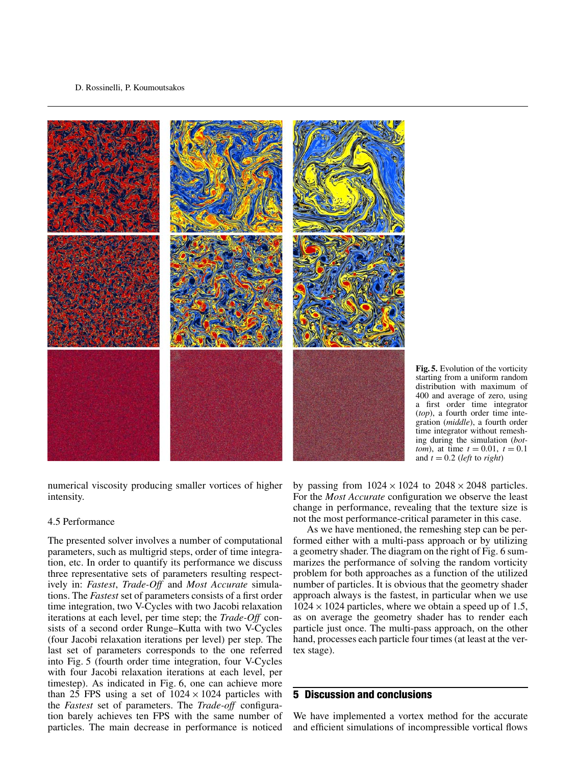**Fig. 5.** Evolution of the vorticity starting from a uniform random distribution with maximum of 400 and average of zero, using a first order time integrator (*top*), a fourth order time integration (*middle*), a fourth order time integrator without remeshing during the simulation (*bottom*), at time $t = 0.01$, $t = 0.1$ and $t = 0.2$ (*left* to *right*)

numerical viscosity producing smaller vortices of higher intensity.

### 4.5 Performance

The presented solver involves a number of computational parameters, such as multigrid steps, order of time integration, etc. In order to quantify its performance we discuss three representative sets of parameters resulting respectively in: *Fastest*, *Trade-Off* and *Most Accurate* simulations. The *Fastest* set of parameters consists of a first order time integration, two V-Cycles with two Jacobi relaxation iterations at each level, per time step; the *Trade-Off* consists of a second order Runge–Kutta with two V-Cycles (four Jacobi relaxation iterations per level) per step. The last set of parameters corresponds to the one referred into Fig. 5 (fourth order time integration, four V-Cycles with four Jacobi relaxation iterations at each level, per timestep). As indicated in Fig. 6, one can achieve more than 25 FPS using a set of $1024 \times 1024$ particles with the *Fastest* set of parameters. The *Trade-off* configuration barely achieves ten FPS with the same number of particles. The main decrease in performance is noticed by passing from $1024 \times 1024$ to $2048 \times 2048$ particles. For the *Most Accurate* configuration we observe the least change in performance, revealing that the texture size is not the most performance-critical parameter in this case.

As we have mentioned, the remeshing step can be performed either with a multi-pass approach or by utilizing a geometry shader. The diagram on the right of Fig. 6 summarizes the performance of solving the random vorticity problem for both approaches as a function of the utilized number of particles. It is obvious that the geometry shader approach always is the fastest, in particular when we use $1024 \times 1024$ particles, where we obtain a speed up of 1.5, as on average the geometry shader has to render each particle just once. The multi-pass approach, on the other hand, processes each particle four times (at least at the vertex stage).

## 5 Discussion and conclusions

We have implemented a vortex method for the accurate and efficient simulations of incompressible vortical flows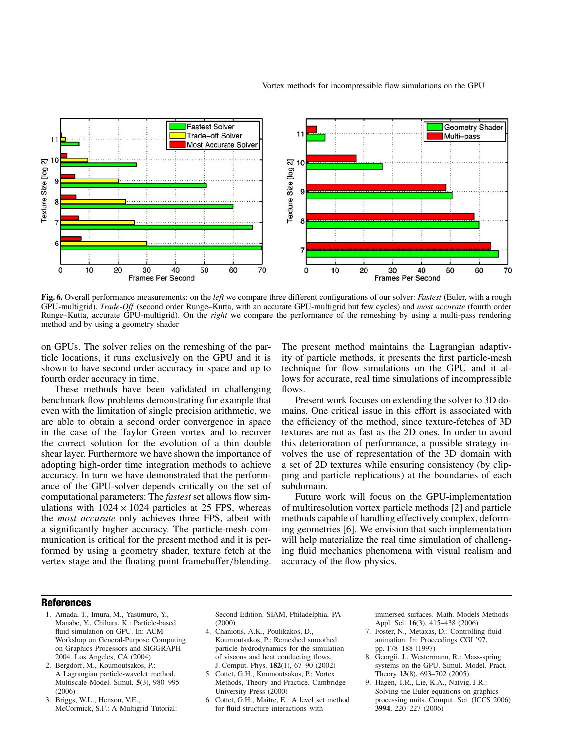Fastest Solver
Trade–off Solver
Most Accurate Solver

Texture Size [log 2]

11
10
9
8
7
6

0 10 20 30 40 50 60 70

Frames Per Second

Geometry Shader
Multi–pass

Texture Size [log 2]

11
10
9
8
7

0 10 20 30 40 50 60 70

Frames Per Second

**Fig. 6.** Overall performance measurements: on the *left* we compare three different configurations of our solver: *Fastest* (Euler, with a rough GPU-multigrid), *Trade-Off* (second order Runge–Kutta, with an accurate GPU-multigrid but few cycles) and *most accurate* (fourth order Runge–Kutta, accurate GPU-multigrid). On the *right* we compare the performance of the remeshing by using a multi-pass rendering method and by using a geometry shader

on GPUs. The solver relies on the remeshing of the particle locations, it runs exclusively on the GPU and it is shown to have second order accuracy in space and up to fourth order accuracy in time.

These methods have been validated in challenging benchmark flow problems demonstrating for example that even with the limitation of single precision arithmetic, we are able to obtain a second order convergence in space in the case of the Taylor–Green vortex and to recover the correct solution for the evolution of a thin double shear layer. Furthermore we have shown the importance of adopting high-order time integration methods to achieve accuracy. In turn we have demonstrated that the performance of the GPU-solver depends critically on the set of computational parameters: The *fastest* set allows flow simulations with $1024 \times 1024$ particles at 25 FPS, whereas the *most accurate* only achieves three FPS, albeit with a significantly higher accuracy. The particle-mesh communication is critical for the present method and it is performed by using a geometry shader, texture fetch at the vertex stage and the floating point framebuffer/blending. The present method maintains the Lagrangian adaptivity of particle methods, it presents the first particle-mesh technique for flow simulations on the GPU and it allows for accurate, real time simulations of incompressible flows.

Present work focuses on extending the solver to 3D domains. One critical issue in this effort is associated with the efficiency of the method, since texture-fetches of 3D textures are not as fast as the 2D ones. In order to avoid this deterioration of performance, a possible strategy involves the use of representation of the 3D domain with a set of 2D textures while ensuring consistency (by clipping and particle replications) at the boundaries of each subdomain.

Future work will focus on the GPU-implementation of multiresolution vortex particle methods [2] and particle methods capable of handling effectively complex, deforming geometries [6]. We envision that such implementation will help materialize the real time simulation of challenging fluid mechanics phenomena with visual realism and accuracy of the flow physics.

## References

1. Amada, T., Imura, M., Yasumuro, Y., Manabe, Y., Chihara, K.: Particle-based fluid simulation on GPU. In: ACM Workshop on General-Purpose Computing on Graphics Processors and SIGGRAPH 2004. Los Angeles, CA (2004)
2. Bergdorf, M., Koumoutsakos, P.: A Lagrangian particle-wavelet method. Multiscale Model. Simul. **5**(3), 980–995 (2006)
3. Briggs, W.L., Henson, V.E., McCormick, S.F.: A Multigrid Tutorial: Second Edition. SIAM, Philadelphia, PA (2000)
4. Chaniotis, A.K., Poulikakos, D., Koumoutsakos, P.: Remeshed smoothed particle hydrodynamics for the simulation of viscous and heat conducting flows. J. Comput. Phys. **182**(1), 67–90 (2002)
5. Cottet, G.H., Koumoutsakos, P.: Vortex Methods, Theory and Practice. Cambridge University Press (2000)
6. Cottet, G.H., Maitre, E.: A level set method for fluid-structure interactions with immersed surfaces. Math. Models Methods Appl. Sci. **16**(3), 415–438 (2006)
7. Foster, N., Metaxas, D.: Controlling fluid animation. In: Proceedings CGI '97, pp. 178–188 (1997)
8. Georgii, J., Westermann, R.: Mass-spring systems on the GPU. Simul. Model. Pract. Theory **13**(8), 693–702 (2005)
9. Hagen, T.R., Lie, K.A., Natvig, J.R.: Solving the Euler equations on graphics processing units. Comput. Sci. (ICCS 2006) **3994**, 220–227 (2006)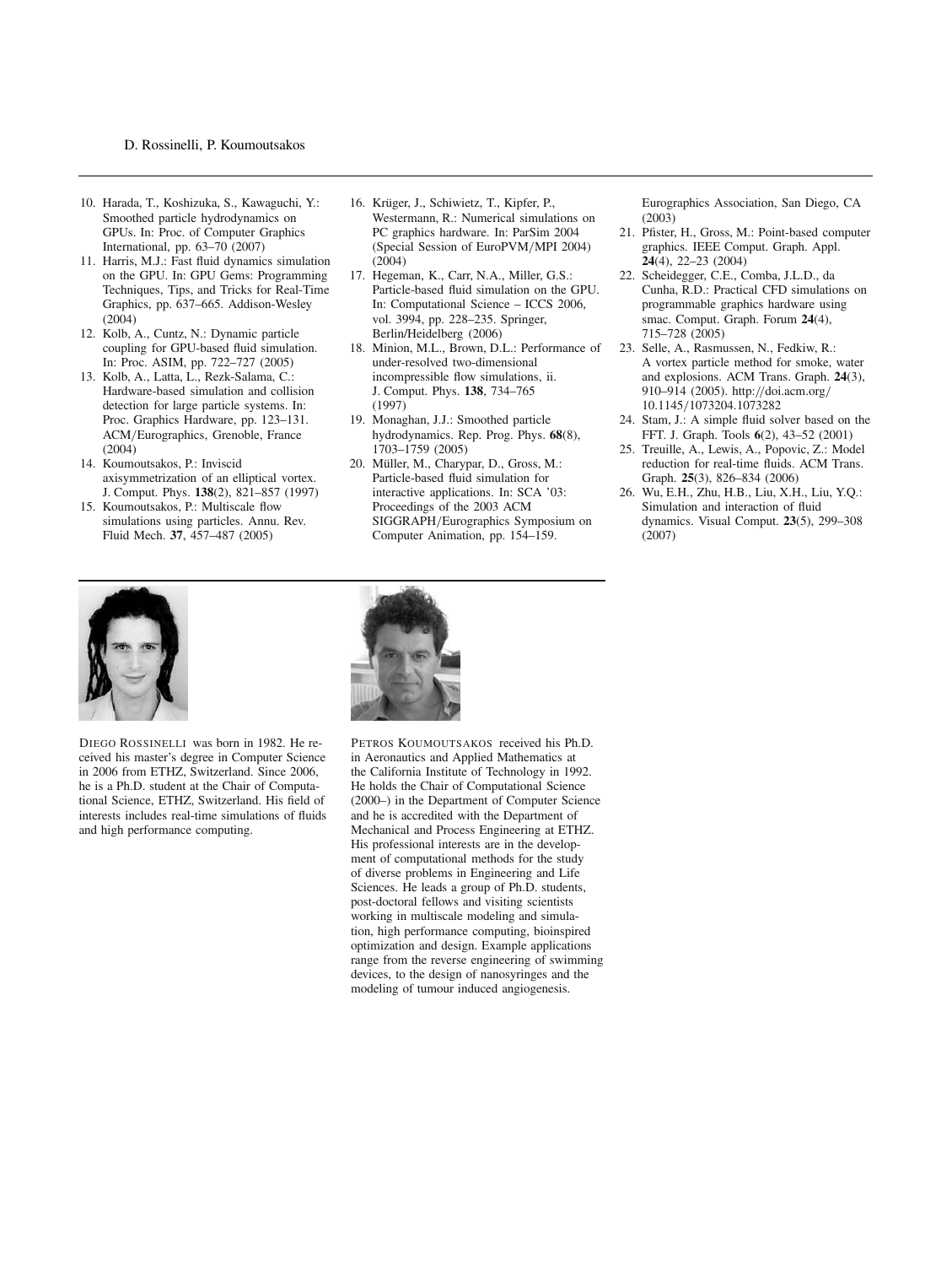10. Harada, T., Koshizuka, S., Kawaguchi, Y.: Smoothed particle hydrodynamics on GPUs. In: Proc. of Computer Graphics International, pp. 63–70 (2007)
11. Harris, M.J.: Fast fluid dynamics simulation on the GPU. In: GPU Gems: Programming Techniques, Tips, and Tricks for Real-Time Graphics, pp. 637–665. Addison-Wesley (2004)
12. Kolb, A., Cuntz, N.: Dynamic particle coupling for GPU-based fluid simulation. In: Proc. ASIM, pp. 722–727 (2005)
13. Kolb, A., Latta, L., Rezk-Salama, C.: Hardware-based simulation and collision detection for large particle systems. In: Proc. Graphics Hardware, pp. 123–131. ACM/Eurographics, Grenoble, France (2004)
14. Koumoutsakos, P.: Inviscid axisymmetrization of an elliptical vortex. J. Comput. Phys. **138**(2), 821–857 (1997)
15. Koumoutsakos, P.: Multiscale flow simulations using particles. Annu. Rev. Fluid Mech. **37**, 457–487 (2005)
16. Krüger, J., Schiwietz, T., Kipfer, P., Westermann, R.: Numerical simulations on PC graphics hardware. In: ParSim 2004 (Special Session of EuroPVM/MPI 2004) (2004)
17. Hegeman, K., Carr, N.A., Miller, G.S.: Particle-based fluid simulation on the GPU. In: Computational Science – ICCS 2006, vol. 3994, pp. 228–235. Springer, Berlin/Heidelberg (2006)
18. Minion, M.L., Brown, D.L.: Performance of under-resolved two-dimensional incompressible flow simulations, ii. J. Comput. Phys. **138**, 734–765 (1997)
19. Monaghan, J.J.: Smoothed particle hydrodynamics. Rep. Prog. Phys. **68**(8), 1703–1759 (2005)
20. Müller, M., Charypar, D., Gross, M.: Particle-based fluid simulation for interactive applications. In: SCA '03: Proceedings of the 2003 ACM SIGGRAPH/Eurographics Symposium on Computer Animation, pp. 154–159. Eurographics Association, San Diego, CA (2003)
21. Pfister, H., Gross, M.: Point-based computer graphics. IEEE Comput. Graph. Appl. **24**(4), 22–23 (2004)
22. Scheidegger, C.E., Comba, J.L.D., da Cunha, R.D.: Practical CFD simulations on programmable graphics hardware using smac. Comput. Graph. Forum **24**(4), 715–728 (2005)
23. Selle, A., Rasmussen, N., Fedkiw, R.: A vortex particle method for smoke, water and explosions. ACM Trans. Graph. **24**(3), 910–914 (2005). http://doi.acm.org/10.1145/1073204.1073282
24. Stam, J.: A simple fluid solver based on the FFT. J. Graph. Tools **6**(2), 43–52 (2001)
25. Treuille, A., Lewis, A., Popovic, Z.: Model reduction for real-time fluids. ACM Trans. Graph. **25**(3), 826–834 (2006)
26. Wu, E.H., Zhu, H.B., Liu, X.H., Liu, Y.Q.: Simulation and interaction of fluid dynamics. Visual Comput. **23**(5), 299–308 (2007)

DIEGO ROSSINELLI was born in 1982. He received his master's degree in Computer Science in 2006 from ETHZ, Switzerland. Since 2006, he is a Ph.D. student at the Chair of Computational Science, ETHZ, Switzerland. His field of interests includes real-time simulations of fluids and high performance computing.

PETROS KOUMOUTSAKOS received his Ph.D. in Aeronautics and Applied Mathematics at the California Institute of Technology in 1992. He holds the Chair of Computational Science (2000–) in the Department of Computer Science and he is accredited with the Department of Mechanical and Process Engineering at ETHZ. His professional interests are in the development of computational methods for the study of diverse problems in Engineering and Life Sciences. He leads a group of Ph.D. students, post-doctoral fellows and visiting scientists working in multiscale modeling and simulation, high performance computing, bioinspired optimization and design. Example applications range from the reverse engineering of swimming devices, to the design of nanosyringes and the modeling of tumour induced angiogenesis.